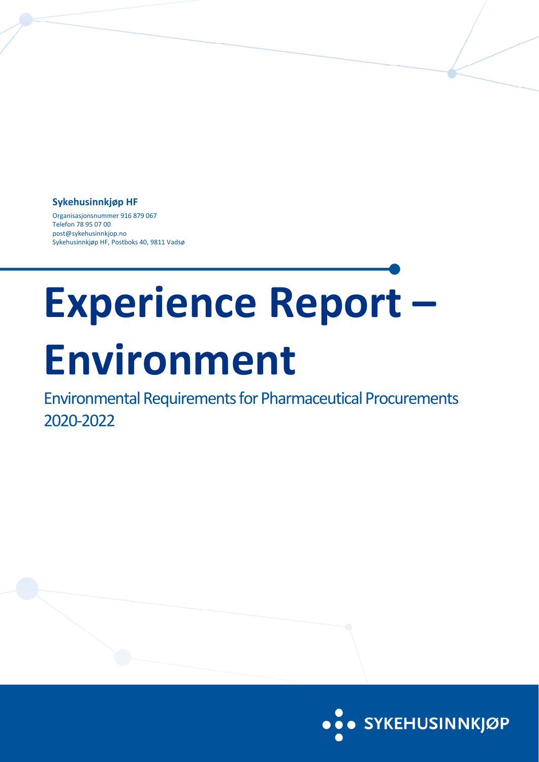**Sykehusinnkjøp HF**

Organisasjonsnummer 916 879 067
Telefon 78 95 07 00
post@sykehusinnkjop.no
Sykehusinnkjøp HF, Postboks 40, 9811 Vadsø

# Experience Report – Environment

## Environmental Requirements for Pharmaceutical Procurements 2020-2022

SYKEHUSINNKJØP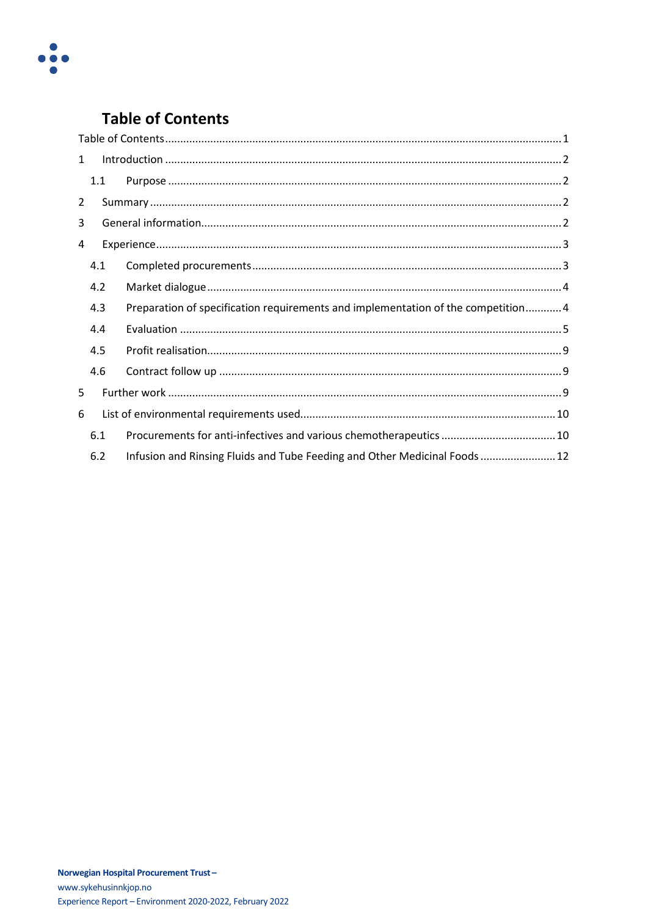# Table of Contents

Table of Contents ........ 1

1 Introduction ........ 2

- 1.1 Purpose ........ 2

2 Summary ........ 2

3 General information ........ 2

4 Experience ........ 3

- 4.1 Completed procurements ........ 3
- 4.2 Market dialogue ........ 4
- 4.3 Preparation of specification requirements and implementation of the competition ........ 4
- 4.4 Evaluation ........ 5
- 4.5 Profit realisation ........ 9
- 4.6 Contract follow up ........ 9

5 Further work ........ 9

6 List of environmental requirements used ........ 10

- 6.1 Procurements for anti-infectives and various chemotherapeutics ........ 10
- 6.2 Infusion and Rinsing Fluids and Tube Feeding and Other Medicinal Foods ........ 12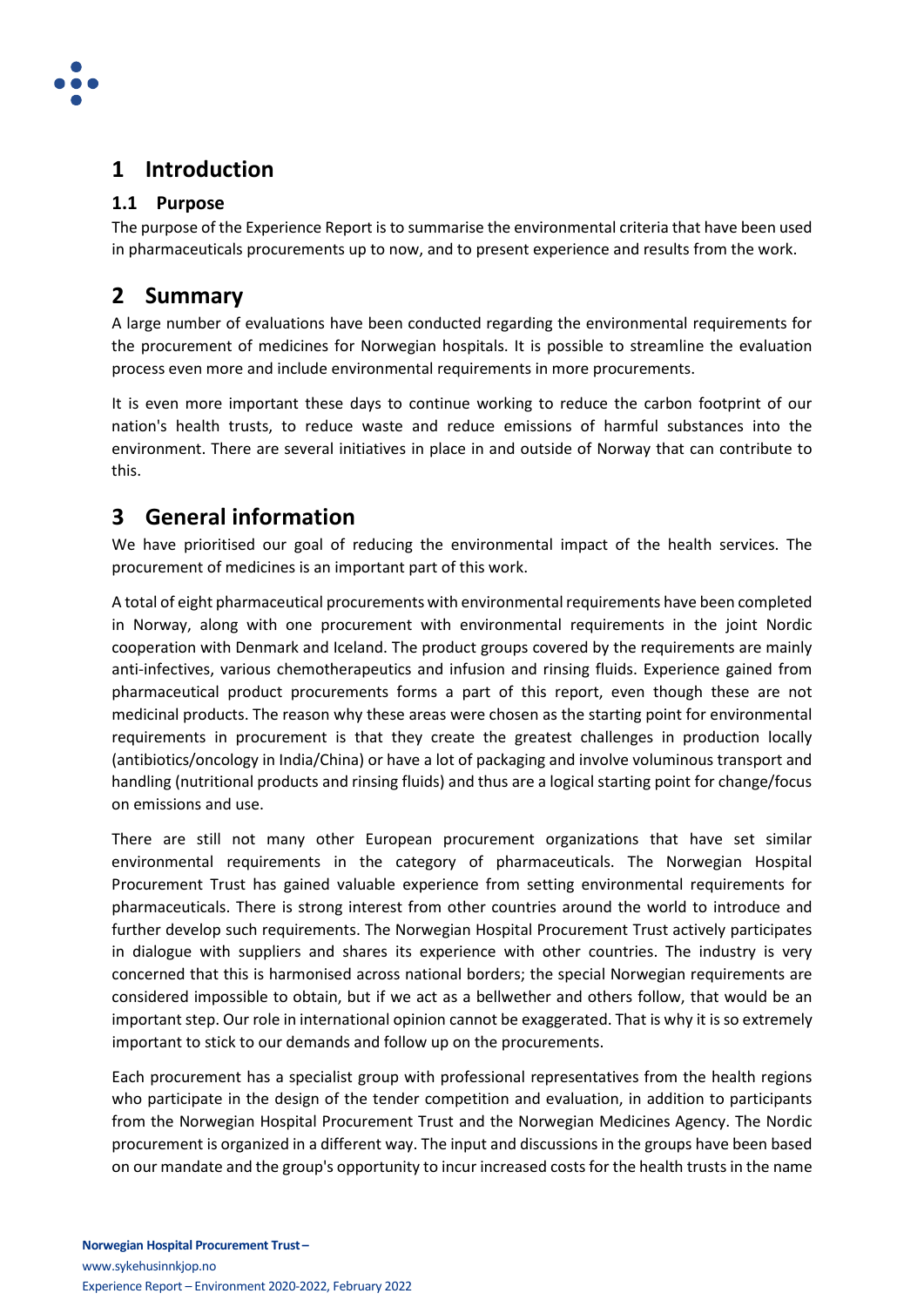# 1 Introduction

## 1.1 Purpose

The purpose of the Experience Report is to summarise the environmental criteria that have been used in pharmaceuticals procurements up to now, and to present experience and results from the work.

# 2 Summary

A large number of evaluations have been conducted regarding the environmental requirements for the procurement of medicines for Norwegian hospitals. It is possible to streamline the evaluation process even more and include environmental requirements in more procurements.

It is even more important these days to continue working to reduce the carbon footprint of our nation's health trusts, to reduce waste and reduce emissions of harmful substances into the environment. There are several initiatives in place in and outside of Norway that can contribute to this.

# 3 General information

We have prioritised our goal of reducing the environmental impact of the health services. The procurement of medicines is an important part of this work.

A total of eight pharmaceutical procurements with environmental requirements have been completed in Norway, along with one procurement with environmental requirements in the joint Nordic cooperation with Denmark and Iceland. The product groups covered by the requirements are mainly anti-infectives, various chemotherapeutics and infusion and rinsing fluids. Experience gained from pharmaceutical product procurements forms a part of this report, even though these are not medicinal products. The reason why these areas were chosen as the starting point for environmental requirements in procurement is that they create the greatest challenges in production locally (antibiotics/oncology in India/China) or have a lot of packaging and involve voluminous transport and handling (nutritional products and rinsing fluids) and thus are a logical starting point for change/focus on emissions and use.

There are still not many other European procurement organizations that have set similar environmental requirements in the category of pharmaceuticals. The Norwegian Hospital Procurement Trust has gained valuable experience from setting environmental requirements for pharmaceuticals. There is strong interest from other countries around the world to introduce and further develop such requirements. The Norwegian Hospital Procurement Trust actively participates in dialogue with suppliers and shares its experience with other countries. The industry is very concerned that this is harmonised across national borders; the special Norwegian requirements are considered impossible to obtain, but if we act as a bellwether and others follow, that would be an important step. Our role in international opinion cannot be exaggerated. That is why it is so extremely important to stick to our demands and follow up on the procurements.

Each procurement has a specialist group with professional representatives from the health regions who participate in the design of the tender competition and evaluation, in addition to participants from the Norwegian Hospital Procurement Trust and the Norwegian Medicines Agency. The Nordic procurement is organized in a different way. The input and discussions in the groups have been based on our mandate and the group's opportunity to incur increased costs for the health trusts in the name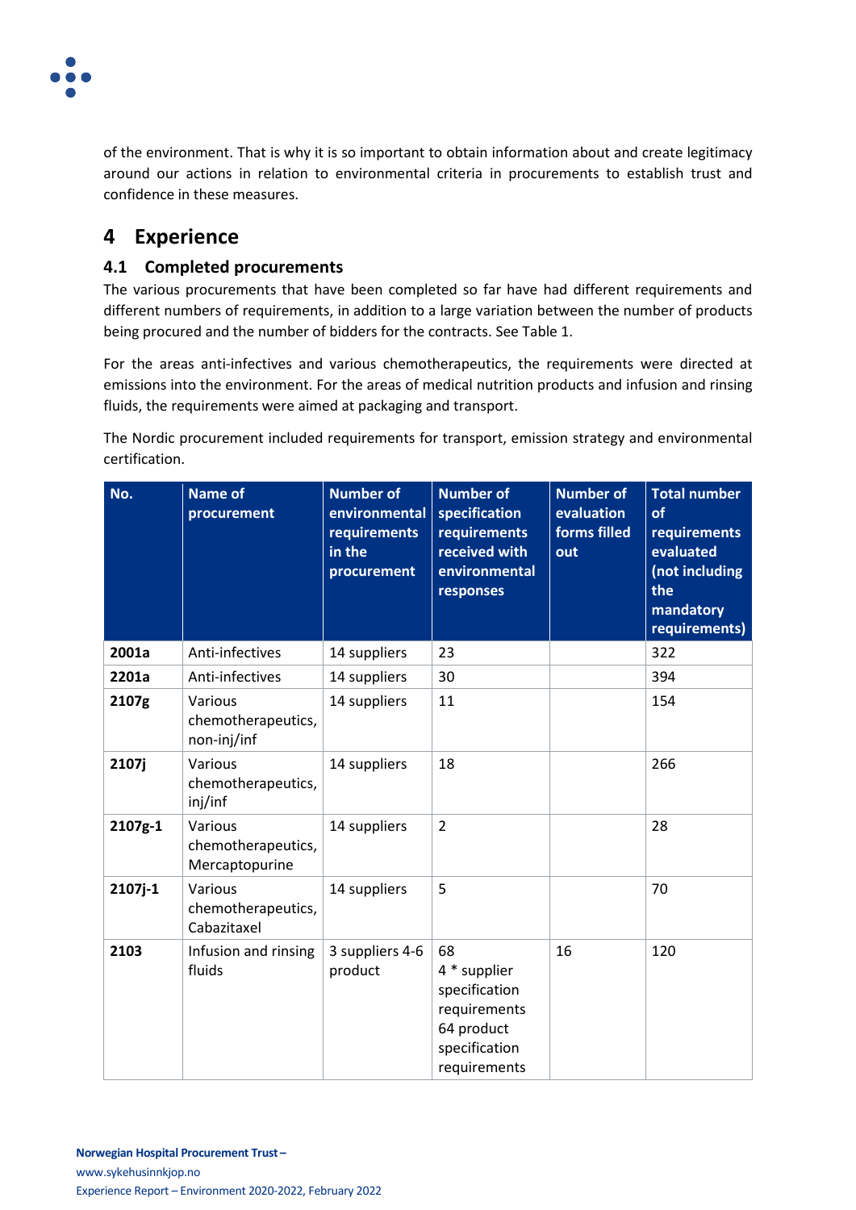of the environment. That is why it is so important to obtain information about and create legitimacy around our actions in relation to environmental criteria in procurements to establish trust and confidence in these measures.

# 4 Experience

## 4.1 Completed procurements

The various procurements that have been completed so far have had different requirements and different numbers of requirements, in addition to a large variation between the number of products being procured and the number of bidders for the contracts. See Table 1.

For the areas anti-infectives and various chemotherapeutics, the requirements were directed at emissions into the environment. For the areas of medical nutrition products and infusion and rinsing fluids, the requirements were aimed at packaging and transport.

The Nordic procurement included requirements for transport, emission strategy and environmental certification.

| No. | Name of procurement | Number of environmental requirements in the procurement | Number of specification requirements received with environmental responses | Number of evaluation forms filled out | Total number of requirements evaluated (not including the mandatory requirements) |
|---|---|---|---|---|---|
| **2001a** | Anti-infectives | 14 suppliers | 23 | | 322 |
| **2201a** | Anti-infectives | 14 suppliers | 30 | | 394 |
| **2107g** | Various chemotherapeutics, non-inj/inf | 14 suppliers | 11 | | 154 |
| **2107j** | Various chemotherapeutics, inj/inf | 14 suppliers | 18 | | 266 |
| **2107g-1** | Various chemotherapeutics, Mercaptopurine | 14 suppliers | 2 | | 28 |
| **2107j-1** | Various chemotherapeutics, Cabazitaxel | 14 suppliers | 5 | | 70 |
| **2103** | Infusion and rinsing fluids | 3 suppliers 4-6 product | 68<br>4 * supplier specification requirements<br>64 product specification requirements | 16 | 120 |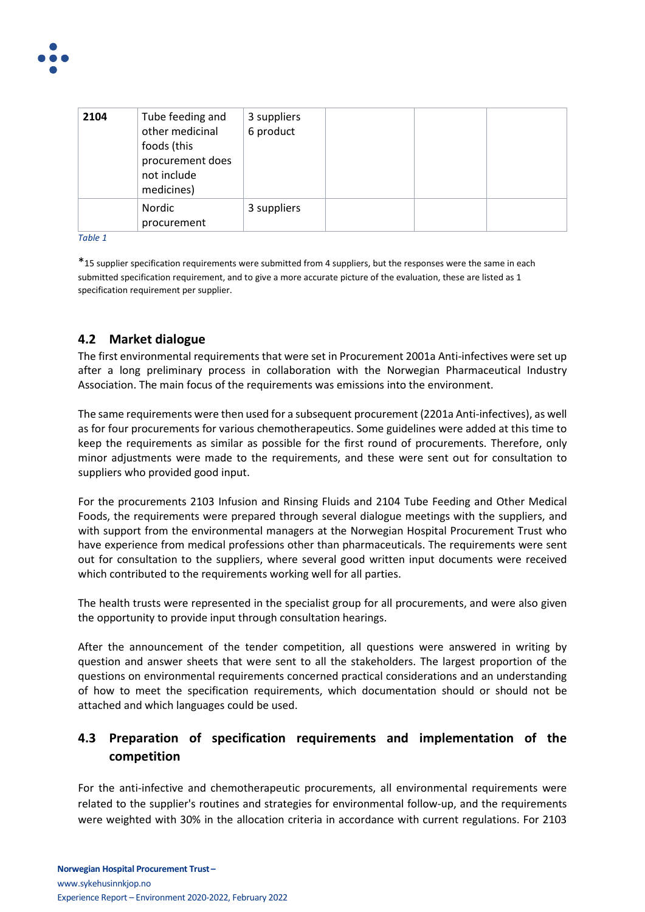| 2104 | Tube feeding and other medicinal foods (this procurement does not include medicines) | 3 suppliers 6 product | | | |
|---|---|---|---|---|---|
| | Nordic procurement | 3 suppliers | | | |

*Table 1*

*15 supplier specification requirements were submitted from 4 suppliers, but the responses were the same in each submitted specification requirement, and to give a more accurate picture of the evaluation, these are listed as 1 specification requirement per supplier.

## 4.2 Market dialogue

The first environmental requirements that were set in Procurement 2001a Anti-infectives were set up after a long preliminary process in collaboration with the Norwegian Pharmaceutical Industry Association. The main focus of the requirements was emissions into the environment.

The same requirements were then used for a subsequent procurement (2201a Anti-infectives), as well as for four procurements for various chemotherapeutics. Some guidelines were added at this time to keep the requirements as similar as possible for the first round of procurements. Therefore, only minor adjustments were made to the requirements, and these were sent out for consultation to suppliers who provided good input.

For the procurements 2103 Infusion and Rinsing Fluids and 2104 Tube Feeding and Other Medical Foods, the requirements were prepared through several dialogue meetings with the suppliers, and with support from the environmental managers at the Norwegian Hospital Procurement Trust who have experience from medical professions other than pharmaceuticals. The requirements were sent out for consultation to the suppliers, where several good written input documents were received which contributed to the requirements working well for all parties.

The health trusts were represented in the specialist group for all procurements, and were also given the opportunity to provide input through consultation hearings.

After the announcement of the tender competition, all questions were answered in writing by question and answer sheets that were sent to all the stakeholders. The largest proportion of the questions on environmental requirements concerned practical considerations and an understanding of how to meet the specification requirements, which documentation should or should not be attached and which languages could be used.

## 4.3 Preparation of specification requirements and implementation of the competition

For the anti-infective and chemotherapeutic procurements, all environmental requirements were related to the supplier's routines and strategies for environmental follow-up, and the requirements were weighted with 30% in the allocation criteria in accordance with current regulations. For 2103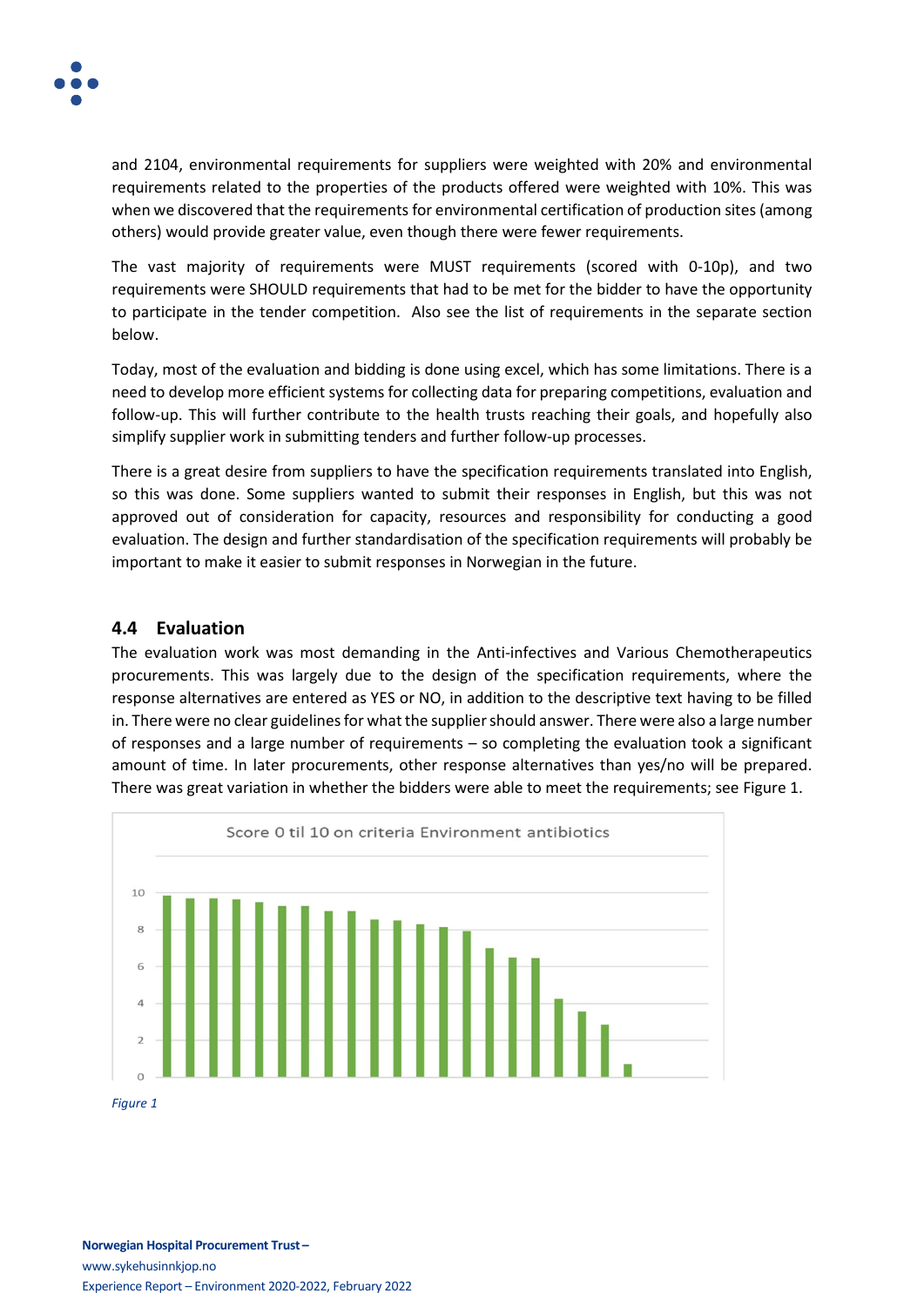and 2104, environmental requirements for suppliers were weighted with 20% and environmental requirements related to the properties of the products offered were weighted with 10%. This was when we discovered that the requirements for environmental certification of production sites (among others) would provide greater value, even though there were fewer requirements.

The vast majority of requirements were MUST requirements (scored with 0-10p), and two requirements were SHOULD requirements that had to be met for the bidder to have the opportunity to participate in the tender competition. Also see the list of requirements in the separate section below.

Today, most of the evaluation and bidding is done using excel, which has some limitations. There is a need to develop more efficient systems for collecting data for preparing competitions, evaluation and follow-up. This will further contribute to the health trusts reaching their goals, and hopefully also simplify supplier work in submitting tenders and further follow-up processes.

There is a great desire from suppliers to have the specification requirements translated into English, so this was done. Some suppliers wanted to submit their responses in English, but this was not approved out of consideration for capacity, resources and responsibility for conducting a good evaluation. The design and further standardisation of the specification requirements will probably be important to make it easier to submit responses in Norwegian in the future.

## 4.4 Evaluation

The evaluation work was most demanding in the Anti-infectives and Various Chemotherapeutics procurements. This was largely due to the design of the specification requirements, where the response alternatives are entered as YES or NO, in addition to the descriptive text having to be filled in. There were no clear guidelines for what the supplier should answer. There were also a large number of responses and a large number of requirements – so completing the evaluation took a significant amount of time. In later procurements, other response alternatives than yes/no will be prepared. There was great variation in whether the bidders were able to meet the requirements; see Figure 1.

*Figure 1*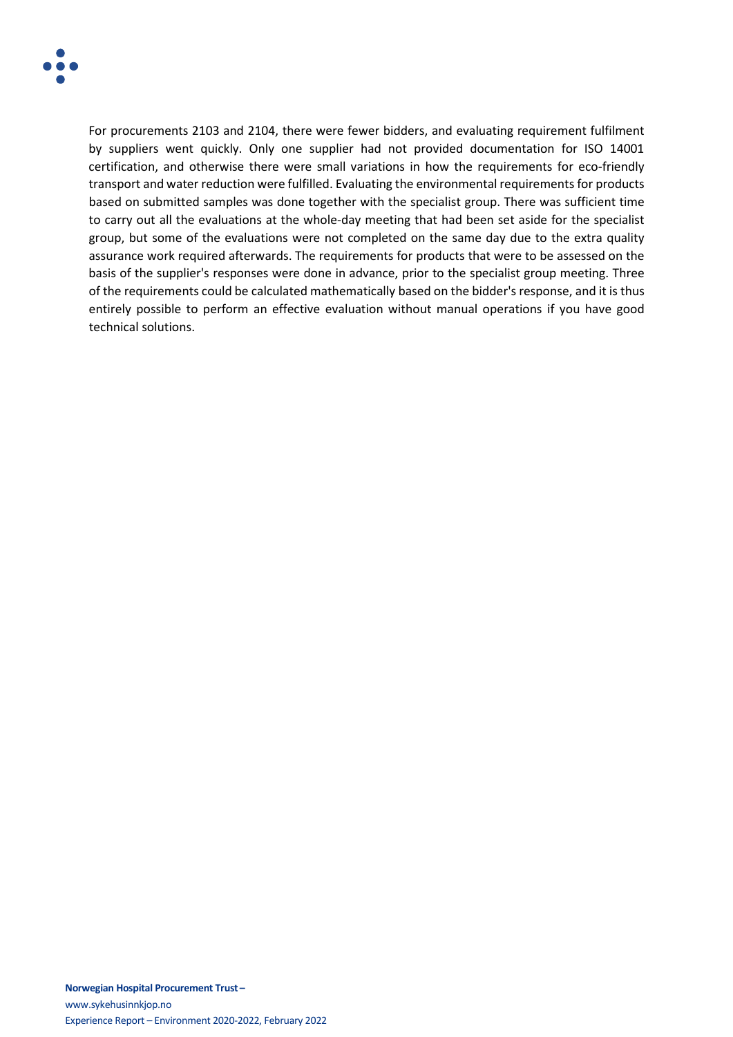For procurements 2103 and 2104, there were fewer bidders, and evaluating requirement fulfilment by suppliers went quickly. Only one supplier had not provided documentation for ISO 14001 certification, and otherwise there were small variations in how the requirements for eco-friendly transport and water reduction were fulfilled. Evaluating the environmental requirements for products based on submitted samples was done together with the specialist group. There was sufficient time to carry out all the evaluations at the whole-day meeting that had been set aside for the specialist group, but some of the evaluations were not completed on the same day due to the extra quality assurance work required afterwards. The requirements for products that were to be assessed on the basis of the supplier's responses were done in advance, prior to the specialist group meeting. Three of the requirements could be calculated mathematically based on the bidder's response, and it is thus entirely possible to perform an effective evaluation without manual operations if you have good technical solutions.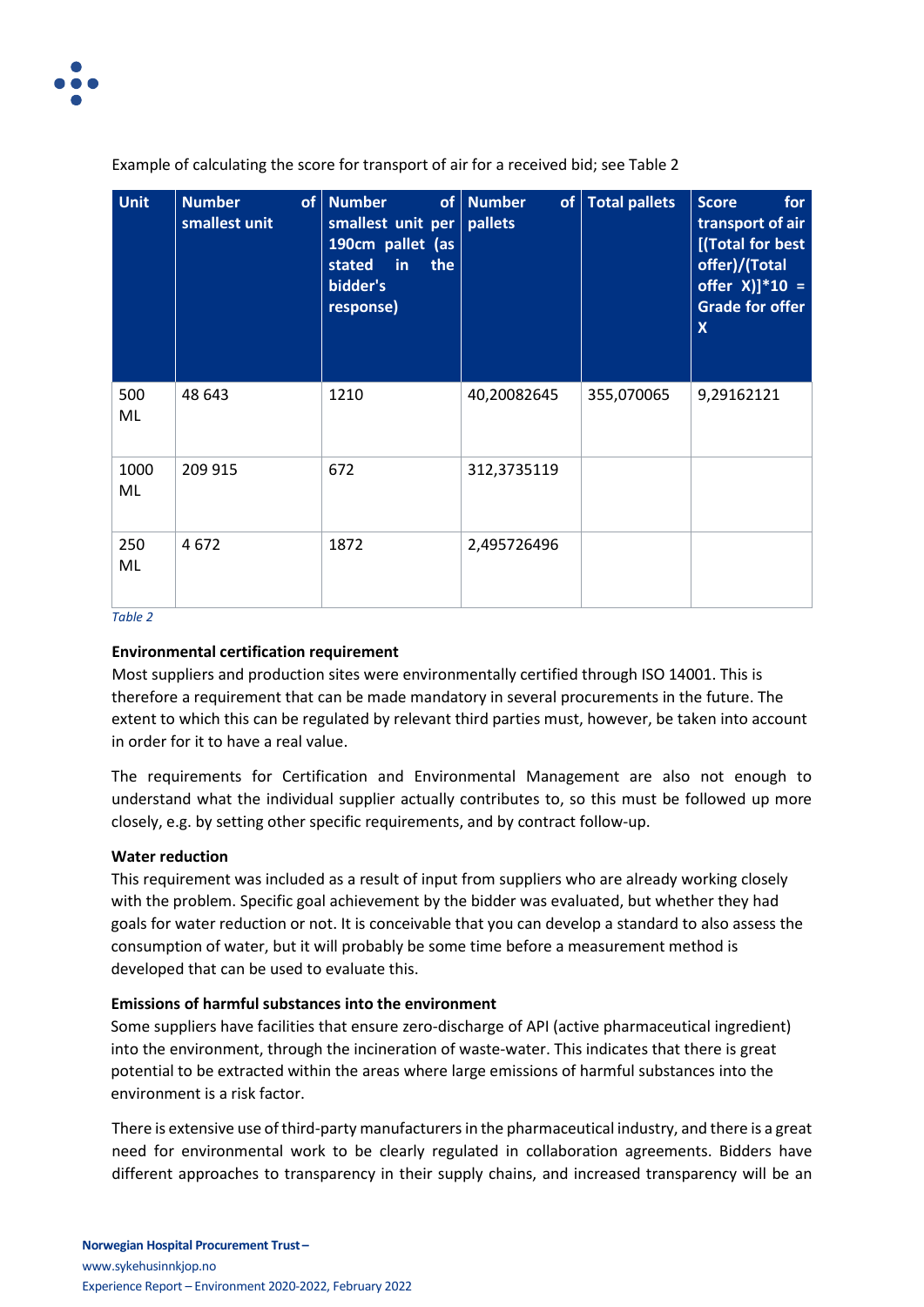Example of calculating the score for transport of air for a received bid; see Table 2

| Unit | Number of smallest unit | Number of smallest unit per 190cm pallet (as stated in the bidder's response) | Number of pallets | Total pallets | Score for transport of air [(Total for best offer)/(Total offer X)]*10 = Grade for offer X |
|---|---|---|---|---|---|
| 500 ML | 48 643 | 1210 | 40,20082645 | 355,070065 | 9,29162121 |
| 1000 ML | 209 915 | 672 | 312,3735119 | | |
| 250 ML | 4 672 | 1872 | 2,495726496 | | |

*Table 2*

**Environmental certification requirement**

Most suppliers and production sites were environmentally certified through ISO 14001. This is therefore a requirement that can be made mandatory in several procurements in the future. The extent to which this can be regulated by relevant third parties must, however, be taken into account in order for it to have a real value.

The requirements for Certification and Environmental Management are also not enough to understand what the individual supplier actually contributes to, so this must be followed up more closely, e.g. by setting other specific requirements, and by contract follow-up.

**Water reduction**

This requirement was included as a result of input from suppliers who are already working closely with the problem. Specific goal achievement by the bidder was evaluated, but whether they had goals for water reduction or not. It is conceivable that you can develop a standard to also assess the consumption of water, but it will probably be some time before a measurement method is developed that can be used to evaluate this.

**Emissions of harmful substances into the environment**

Some suppliers have facilities that ensure zero-discharge of API (active pharmaceutical ingredient) into the environment, through the incineration of waste-water. This indicates that there is great potential to be extracted within the areas where large emissions of harmful substances into the environment is a risk factor.

There is extensive use of third-party manufacturers in the pharmaceutical industry, and there is a great need for environmental work to be clearly regulated in collaboration agreements. Bidders have different approaches to transparency in their supply chains, and increased transparency will be an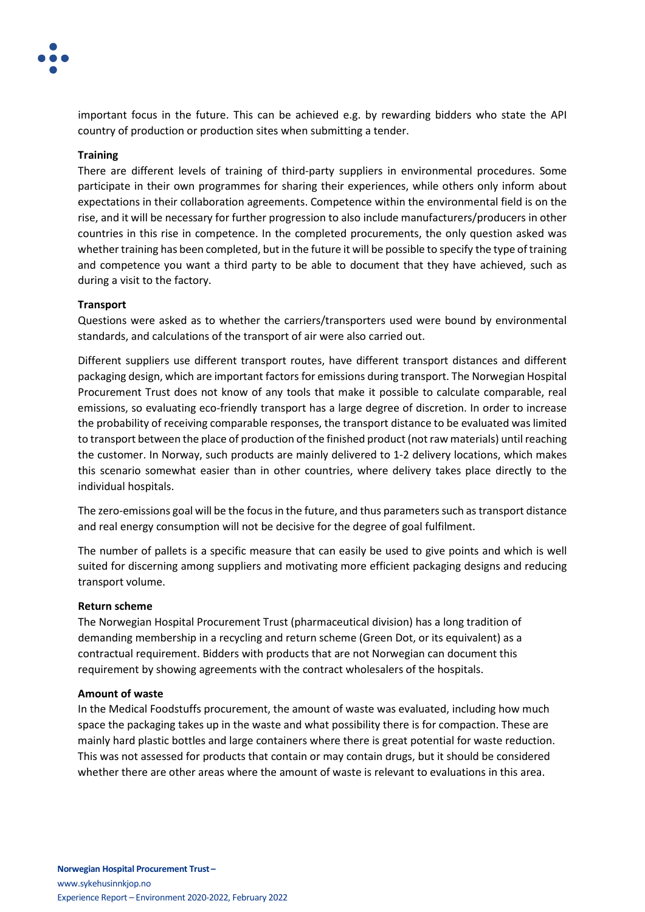important focus in the future. This can be achieved e.g. by rewarding bidders who state the API country of production or production sites when submitting a tender.

**Training**

There are different levels of training of third-party suppliers in environmental procedures. Some participate in their own programmes for sharing their experiences, while others only inform about expectations in their collaboration agreements. Competence within the environmental field is on the rise, and it will be necessary for further progression to also include manufacturers/producers in other countries in this rise in competence. In the completed procurements, the only question asked was whether training has been completed, but in the future it will be possible to specify the type of training and competence you want a third party to be able to document that they have achieved, such as during a visit to the factory.

**Transport**

Questions were asked as to whether the carriers/transporters used were bound by environmental standards, and calculations of the transport of air were also carried out.

Different suppliers use different transport routes, have different transport distances and different packaging design, which are important factors for emissions during transport. The Norwegian Hospital Procurement Trust does not know of any tools that make it possible to calculate comparable, real emissions, so evaluating eco-friendly transport has a large degree of discretion. In order to increase the probability of receiving comparable responses, the transport distance to be evaluated was limited to transport between the place of production of the finished product (not raw materials) until reaching the customer. In Norway, such products are mainly delivered to 1-2 delivery locations, which makes this scenario somewhat easier than in other countries, where delivery takes place directly to the individual hospitals.

The zero-emissions goal will be the focus in the future, and thus parameters such as transport distance and real energy consumption will not be decisive for the degree of goal fulfilment.

The number of pallets is a specific measure that can easily be used to give points and which is well suited for discerning among suppliers and motivating more efficient packaging designs and reducing transport volume.

**Return scheme**

The Norwegian Hospital Procurement Trust (pharmaceutical division) has a long tradition of demanding membership in a recycling and return scheme (Green Dot, or its equivalent) as a contractual requirement. Bidders with products that are not Norwegian can document this requirement by showing agreements with the contract wholesalers of the hospitals.

**Amount of waste**

In the Medical Foodstuffs procurement, the amount of waste was evaluated, including how much space the packaging takes up in the waste and what possibility there is for compaction. These are mainly hard plastic bottles and large containers where there is great potential for waste reduction. This was not assessed for products that contain or may contain drugs, but it should be considered whether there are other areas where the amount of waste is relevant to evaluations in this area.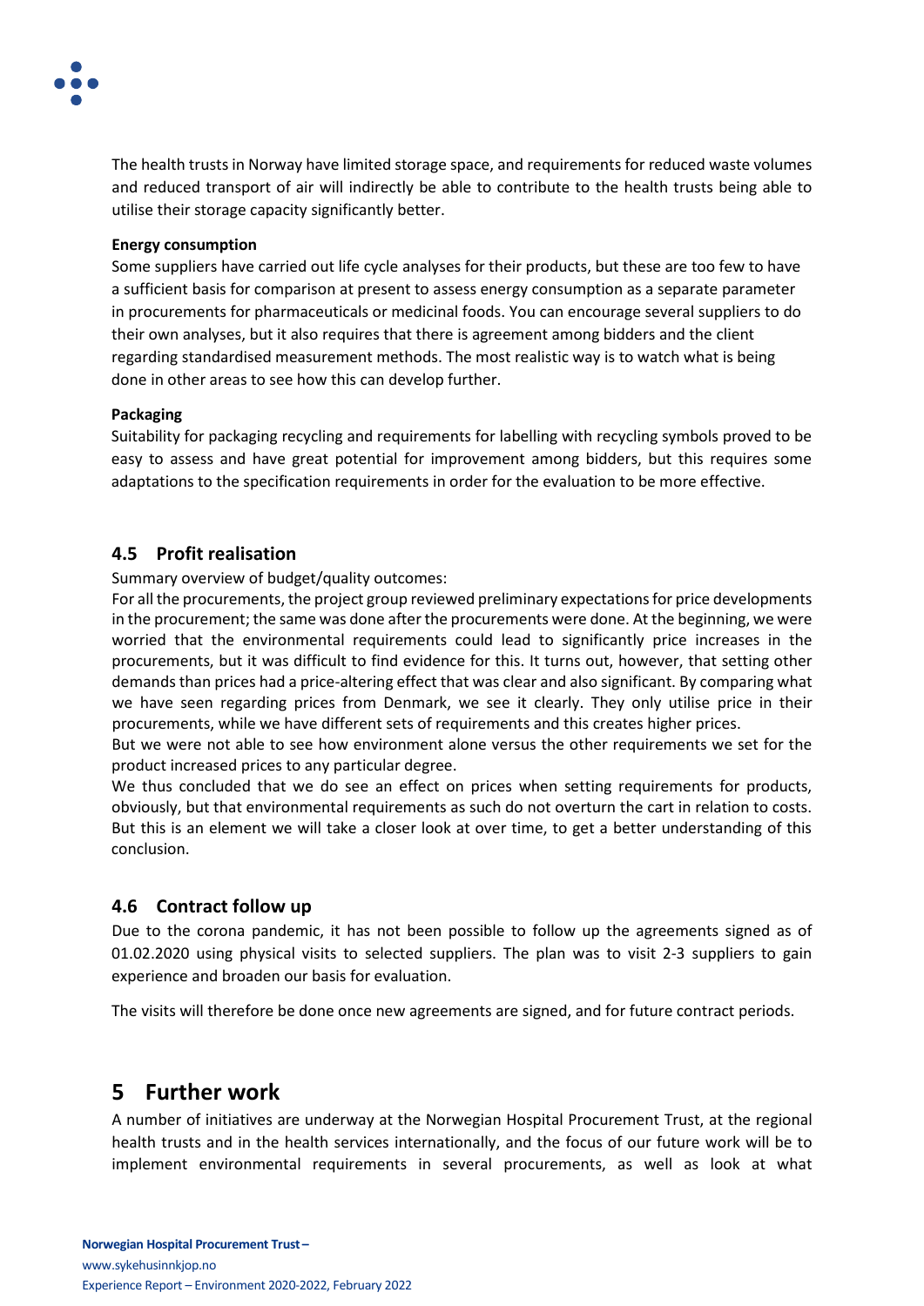The health trusts in Norway have limited storage space, and requirements for reduced waste volumes and reduced transport of air will indirectly be able to contribute to the health trusts being able to utilise their storage capacity significantly better.

**Energy consumption**
Some suppliers have carried out life cycle analyses for their products, but these are too few to have a sufficient basis for comparison at present to assess energy consumption as a separate parameter in procurements for pharmaceuticals or medicinal foods. You can encourage several suppliers to do their own analyses, but it also requires that there is agreement among bidders and the client regarding standardised measurement methods. The most realistic way is to watch what is being done in other areas to see how this can develop further.

**Packaging**
Suitability for packaging recycling and requirements for labelling with recycling symbols proved to be easy to assess and have great potential for improvement among bidders, but this requires some adaptations to the specification requirements in order for the evaluation to be more effective.

## 4.5 Profit realisation

Summary overview of budget/quality outcomes:
For all the procurements, the project group reviewed preliminary expectations for price developments in the procurement; the same was done after the procurements were done. At the beginning, we were worried that the environmental requirements could lead to significantly price increases in the procurements, but it was difficult to find evidence for this. It turns out, however, that setting other demands than prices had a price-altering effect that was clear and also significant. By comparing what we have seen regarding prices from Denmark, we see it clearly. They only utilise price in their procurements, while we have different sets of requirements and this creates higher prices.
But we were not able to see how environment alone versus the other requirements we set for the product increased prices to any particular degree.
We thus concluded that we do see an effect on prices when setting requirements for products, obviously, but that environmental requirements as such do not overturn the cart in relation to costs. But this is an element we will take a closer look at over time, to get a better understanding of this conclusion.

## 4.6 Contract follow up

Due to the corona pandemic, it has not been possible to follow up the agreements signed as of 01.02.2020 using physical visits to selected suppliers. The plan was to visit 2-3 suppliers to gain experience and broaden our basis for evaluation.

The visits will therefore be done once new agreements are signed, and for future contract periods.

# 5 Further work

A number of initiatives are underway at the Norwegian Hospital Procurement Trust, at the regional health trusts and in the health services internationally, and the focus of our future work will be to implement environmental requirements in several procurements, as well as look at what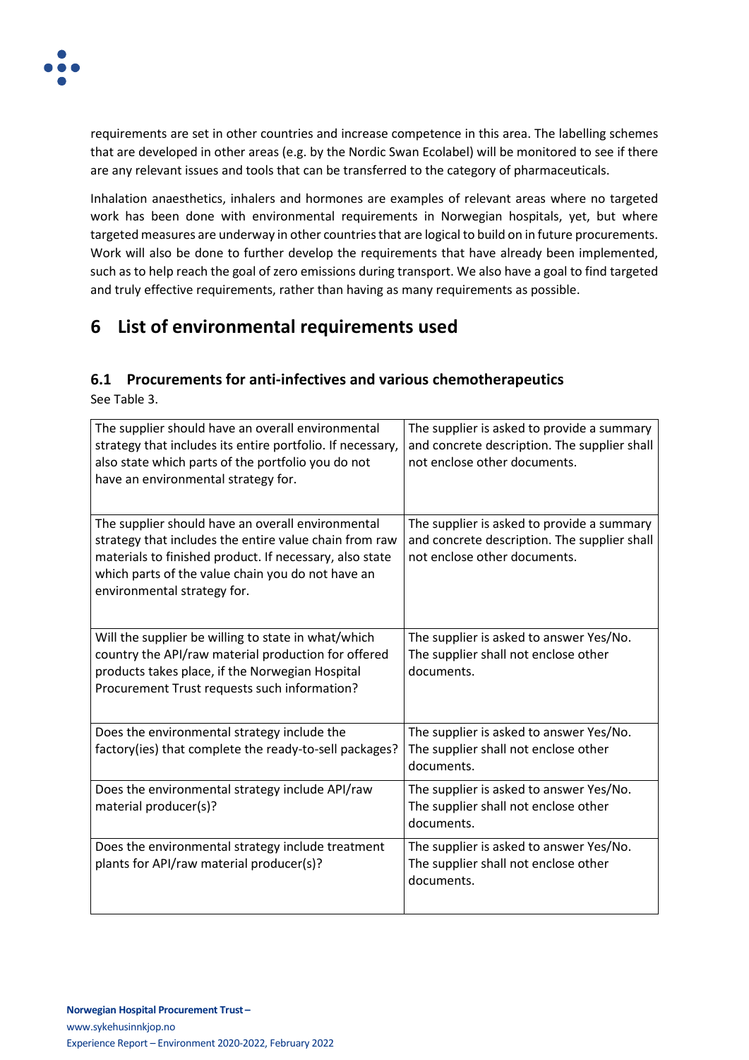requirements are set in other countries and increase competence in this area. The labelling schemes that are developed in other areas (e.g. by the Nordic Swan Ecolabel) will be monitored to see if there are any relevant issues and tools that can be transferred to the category of pharmaceuticals.

Inhalation anaesthetics, inhalers and hormones are examples of relevant areas where no targeted work has been done with environmental requirements in Norwegian hospitals, yet, but where targeted measures are underway in other countries that are logical to build on in future procurements. Work will also be done to further develop the requirements that have already been implemented, such as to help reach the goal of zero emissions during transport. We also have a goal to find targeted and truly effective requirements, rather than having as many requirements as possible.

# 6 List of environmental requirements used

## 6.1 Procurements for anti-infectives and various chemotherapeutics

See Table 3.

| | |
|---|---|
| The supplier should have an overall environmental strategy that includes its entire portfolio. If necessary, also state which parts of the portfolio you do not have an environmental strategy for. | The supplier is asked to provide a summary and concrete description. The supplier shall not enclose other documents. |
| The supplier should have an overall environmental strategy that includes the entire value chain from raw materials to finished product. If necessary, also state which parts of the value chain you do not have an environmental strategy for. | The supplier is asked to provide a summary and concrete description. The supplier shall not enclose other documents. |
| Will the supplier be willing to state in what/which country the API/raw material production for offered products takes place, if the Norwegian Hospital Procurement Trust requests such information? | The supplier is asked to answer Yes/No. The supplier shall not enclose other documents. |
| Does the environmental strategy include the factory(ies) that complete the ready-to-sell packages? | The supplier is asked to answer Yes/No. The supplier shall not enclose other documents. |
| Does the environmental strategy include API/raw material producer(s)? | The supplier is asked to answer Yes/No. The supplier shall not enclose other documents. |
| Does the environmental strategy include treatment plants for API/raw material producer(s)? | The supplier is asked to answer Yes/No. The supplier shall not enclose other documents. |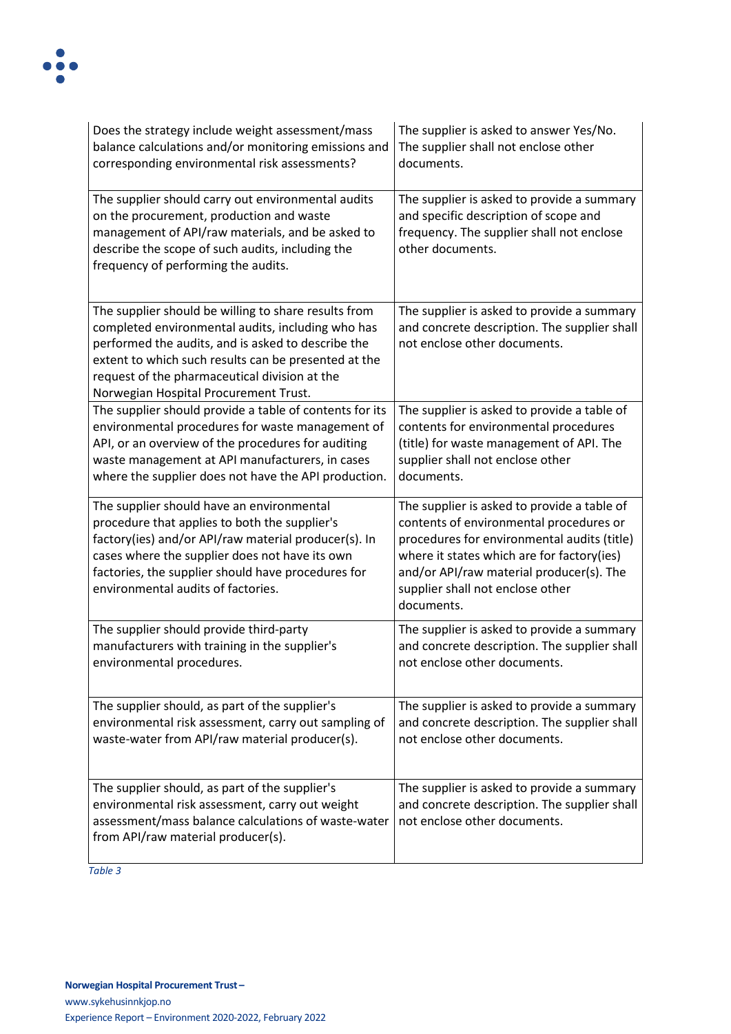| | |
|---|---|
| Does the strategy include weight assessment/mass balance calculations and/or monitoring emissions and corresponding environmental risk assessments? | The supplier is asked to answer Yes/No. The supplier shall not enclose other documents. |
| The supplier should carry out environmental audits on the procurement, production and waste management of API/raw materials, and be asked to describe the scope of such audits, including the frequency of performing the audits. | The supplier is asked to provide a summary and specific description of scope and frequency. The supplier shall not enclose other documents. |
| The supplier should be willing to share results from completed environmental audits, including who has performed the audits, and is asked to describe the extent to which such results can be presented at the request of the pharmaceutical division at the Norwegian Hospital Procurement Trust. | The supplier is asked to provide a summary and concrete description. The supplier shall not enclose other documents. |
| The supplier should provide a table of contents for its environmental procedures for waste management of API, or an overview of the procedures for auditing waste management at API manufacturers, in cases where the supplier does not have the API production. | The supplier is asked to provide a table of contents for environmental procedures (title) for waste management of API. The supplier shall not enclose other documents. |
| The supplier should have an environmental procedure that applies to both the supplier's factory(ies) and/or API/raw material producer(s). In cases where the supplier does not have its own factories, the supplier should have procedures for environmental audits of factories. | The supplier is asked to provide a table of contents of environmental procedures or procedures for environmental audits (title) where it states which are for factory(ies) and/or API/raw material producer(s). The supplier shall not enclose other documents. |
| The supplier should provide third-party manufacturers with training in the supplier's environmental procedures. | The supplier is asked to provide a summary and concrete description. The supplier shall not enclose other documents. |
| The supplier should, as part of the supplier's environmental risk assessment, carry out sampling of waste-water from API/raw material producer(s). | The supplier is asked to provide a summary and concrete description. The supplier shall not enclose other documents. |
| The supplier should, as part of the supplier's environmental risk assessment, carry out weight assessment/mass balance calculations of waste-water from API/raw material producer(s). | The supplier is asked to provide a summary and concrete description. The supplier shall not enclose other documents. |

*Table 3*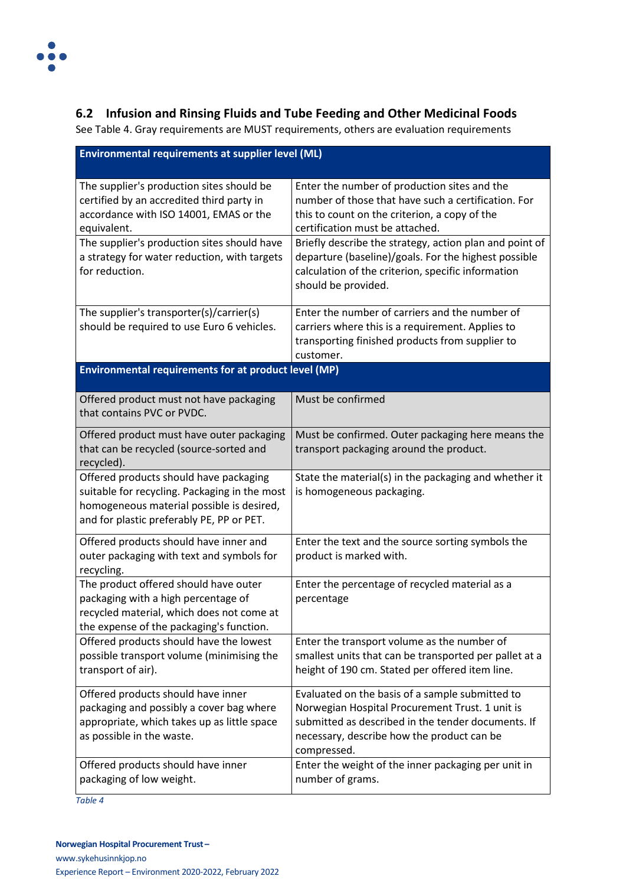## 6.2 Infusion and Rinsing Fluids and Tube Feeding and Other Medicinal Foods

See Table 4. Gray requirements are MUST requirements, others are evaluation requirements

| | |
|---|---|
| **Environmental requirements at supplier level (ML)** | |
| The supplier's production sites should be certified by an accredited third party in accordance with ISO 14001, EMAS or the equivalent. | Enter the number of production sites and the number of those that have such a certification. For this to count on the criterion, a copy of the certification must be attached. |
| The supplier's production sites should have a strategy for water reduction, with targets for reduction. | Briefly describe the strategy, action plan and point of departure (baseline)/goals. For the highest possible calculation of the criterion, specific information should be provided. |
| The supplier's transporter(s)/carrier(s) should be required to use Euro 6 vehicles. | Enter the number of carriers and the number of carriers where this is a requirement. Applies to transporting finished products from supplier to customer. |
| **Environmental requirements for at product level (MP)** | |
| Offered product must not have packaging that contains PVC or PVDC. | Must be confirmed |
| Offered product must have outer packaging that can be recycled (source-sorted and recycled). | Must be confirmed. Outer packaging here means the transport packaging around the product. |
| Offered products should have packaging suitable for recycling. Packaging in the most homogeneous material possible is desired, and for plastic preferably PE, PP or PET. | State the material(s) in the packaging and whether it is homogeneous packaging. |
| Offered products should have inner and outer packaging with text and symbols for recycling. | Enter the text and the source sorting symbols the product is marked with. |
| The product offered should have outer packaging with a high percentage of recycled material, which does not come at the expense of the packaging's function. | Enter the percentage of recycled material as a percentage |
| Offered products should have the lowest possible transport volume (minimising the transport of air). | Enter the transport volume as the number of smallest units that can be transported per pallet at a height of 190 cm. Stated per offered item line. |
| Offered products should have inner packaging and possibly a cover bag where appropriate, which takes up as little space as possible in the waste. | Evaluated on the basis of a sample submitted to Norwegian Hospital Procurement Trust. 1 unit is submitted as described in the tender documents. If necessary, describe how the product can be compressed. |
| Offered products should have inner packaging of low weight. | Enter the weight of the inner packaging per unit in number of grams. |

*Table 4*